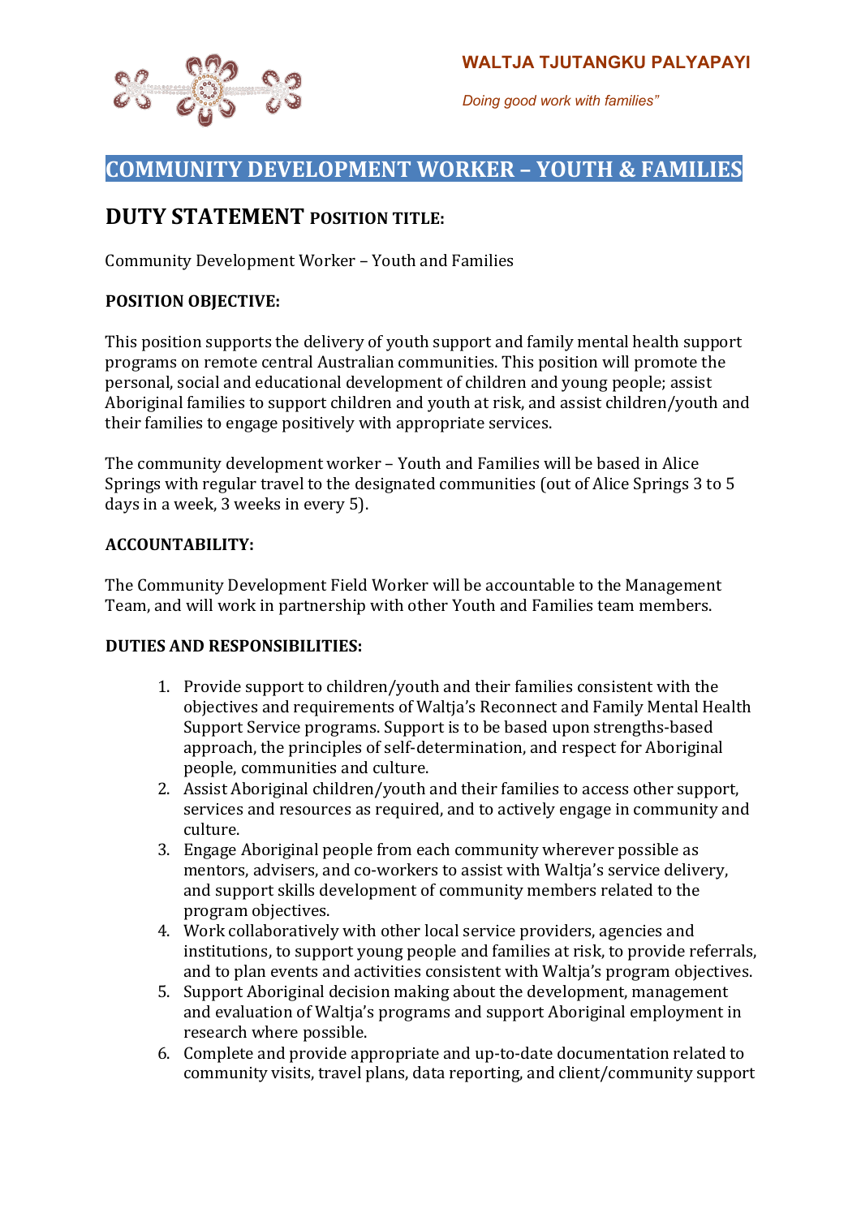**WALTJA TJUTANGKU PALYAPAYI**

*Doing good work with families"*

# COMMUNITY DEVELOPMENT WORKER – YOUTH & FAMILIES

## DUTY STATEMENT POSITION TITLE:

Community Development Worker – Youth and Families

**POSITION OBJECTIVE:**

This position supports the delivery of youth support and family mental health support programs on remote central Australian communities. This position will promote the personal, social and educational development of children and young people; assist Aboriginal families to support children and youth at risk, and assist children/youth and their families to engage positively with appropriate services.

The community development worker – Youth and Families will be based in Alice Springs with regular travel to the designated communities (out of Alice Springs 3 to 5 days in a week, 3 weeks in every 5).

**ACCOUNTABILITY:**

The Community Development Field Worker will be accountable to the Management Team, and will work in partnership with other Youth and Families team members.

**DUTIES AND RESPONSIBILITIES:**

1. Provide support to children/youth and their families consistent with the objectives and requirements of Waltja's Reconnect and Family Mental Health Support Service programs. Support is to be based upon strengths-based approach, the principles of self-determination, and respect for Aboriginal people, communities and culture.
2. Assist Aboriginal children/youth and their families to access other support, services and resources as required, and to actively engage in community and culture.
3. Engage Aboriginal people from each community wherever possible as mentors, advisers, and co-workers to assist with Waltja's service delivery, and support skills development of community members related to the program objectives.
4. Work collaboratively with other local service providers, agencies and institutions, to support young people and families at risk, to provide referrals, and to plan events and activities consistent with Waltja's program objectives.
5. Support Aboriginal decision making about the development, management and evaluation of Waltja's programs and support Aboriginal employment in research where possible.
6. Complete and provide appropriate and up-to-date documentation related to community visits, travel plans, data reporting, and client/community support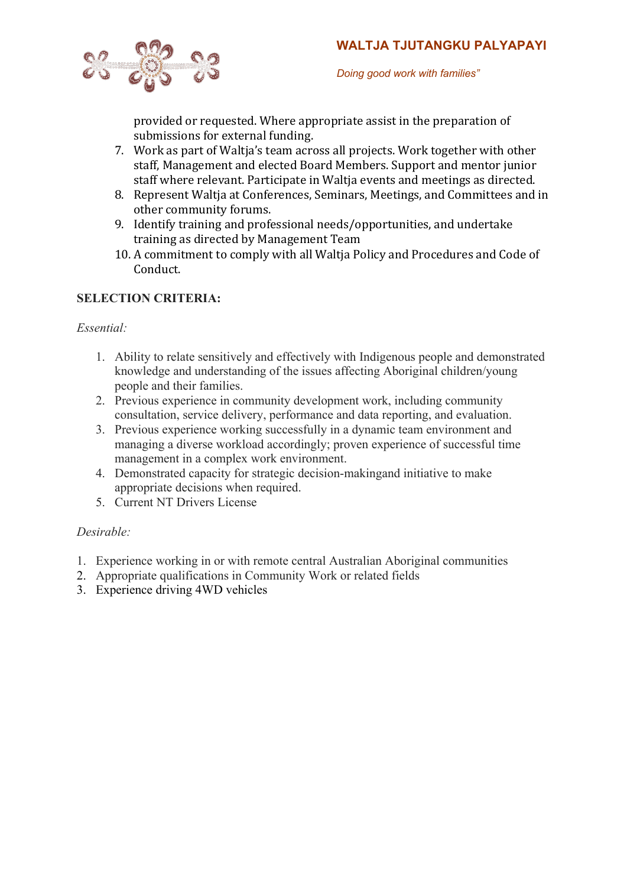provided or requested. Where appropriate assist in the preparation of submissions for external funding.

7. Work as part of Waltja's team across all projects. Work together with other staff, Management and elected Board Members. Support and mentor junior staff where relevant. Participate in Waltja events and meetings as directed.
8. Represent Waltja at Conferences, Seminars, Meetings, and Committees and in other community forums.
9. Identify training and professional needs/opportunities, and undertake training as directed by Management Team
10. A commitment to comply with all Waltja Policy and Procedures and Code of Conduct.

**SELECTION CRITERIA:**

*Essential:*

1. Ability to relate sensitively and effectively with Indigenous people and demonstrated knowledge and understanding of the issues affecting Aboriginal children/young people and their families.
2. Previous experience in community development work, including community consultation, service delivery, performance and data reporting, and evaluation.
3. Previous experience working successfully in a dynamic team environment and managing a diverse workload accordingly; proven experience of successful time management in a complex work environment.
4. Demonstrated capacity for strategic decision-makingand initiative to make appropriate decisions when required.
5. Current NT Drivers License

*Desirable:*

1. Experience working in or with remote central Australian Aboriginal communities
2. Appropriate qualifications in Community Work or related fields
3. Experience driving 4WD vehicles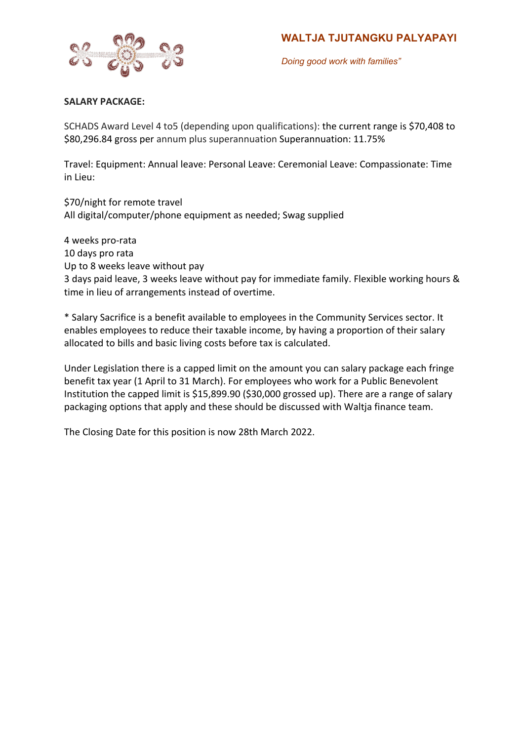**WALTJA TJUTANGKU PALYAPAYI**

*Doing good work with families"*

**SALARY PACKAGE:**

SCHADS Award Level 4 to5 (depending upon qualifications): the current range is $70,408 to $80,296.84 gross per annum plus superannuation Superannuation: 11.75%

Travel: Equipment: Annual leave: Personal Leave: Ceremonial Leave: Compassionate: Time in Lieu:

$70/night for remote travel
All digital/computer/phone equipment as needed; Swag supplied

4 weeks pro-rata
10 days pro rata
Up to 8 weeks leave without pay
3 days paid leave, 3 weeks leave without pay for immediate family. Flexible working hours & time in lieu of arrangements instead of overtime.

* Salary Sacrifice is a benefit available to employees in the Community Services sector. It enables employees to reduce their taxable income, by having a proportion of their salary allocated to bills and basic living costs before tax is calculated.

Under Legislation there is a capped limit on the amount you can salary package each fringe benefit tax year (1 April to 31 March). For employees who work for a Public Benevolent Institution the capped limit is $15,899.90 ($30,000 grossed up). There are a range of salary packaging options that apply and these should be discussed with Waltja finance team.

The Closing Date for this position is now 28th March 2022.